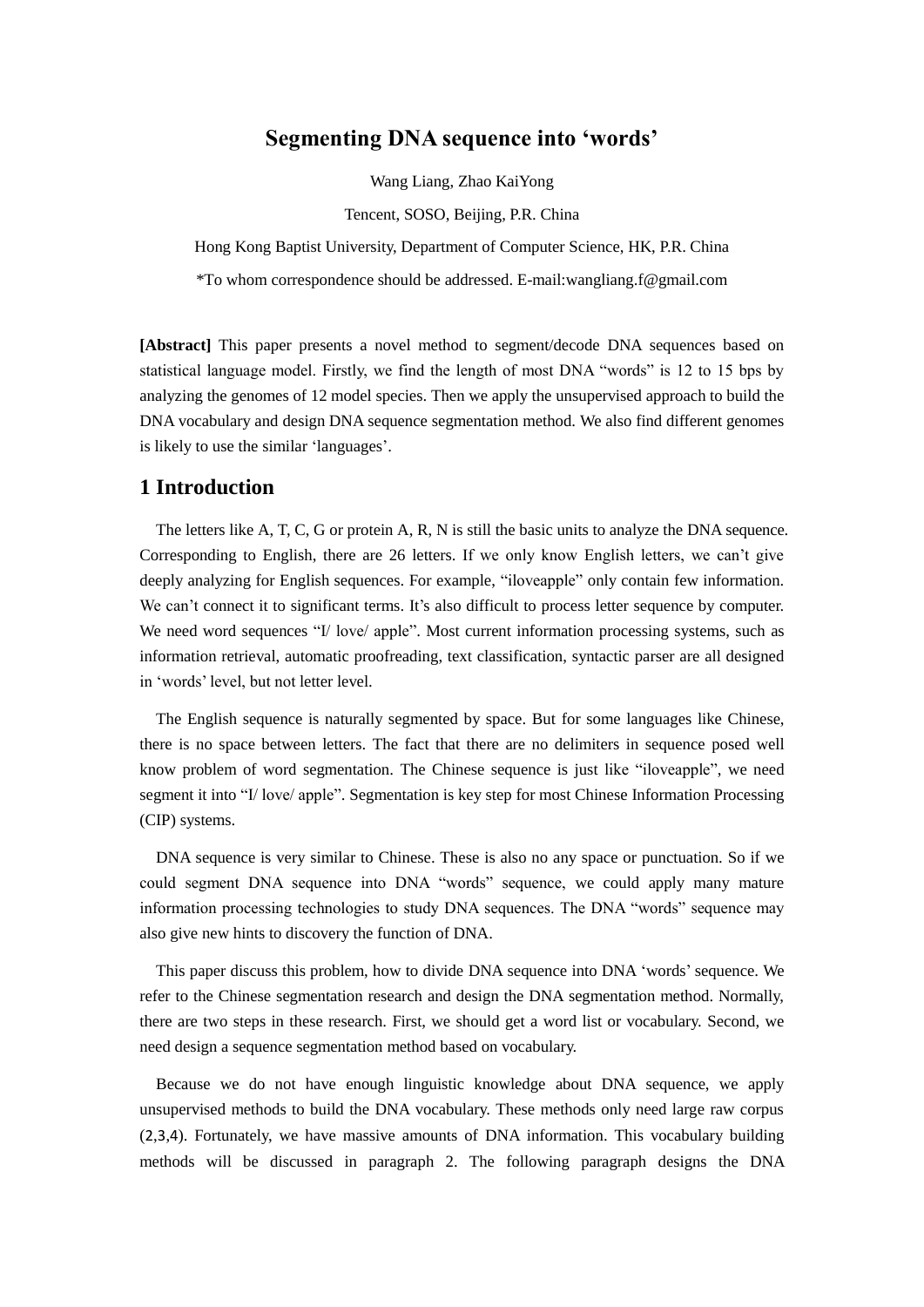# Segmenting DNA sequence into 'words'

Wang Liang, Zhao KaiYong

Tencent, SOSO, Beijing, P.R. China

Hong Kong Baptist University, Department of Computer Science, HK, P.R. China

*To whom correspondence should be addressed. E-mail:wangliang.f@gmail.com

**[Abstract]** This paper presents a novel method to segment/decode DNA sequences based on statistical language model. Firstly, we find the length of most DNA "words" is 12 to 15 bps by analyzing the genomes of 12 model species. Then we apply the unsupervised approach to build the DNA vocabulary and design DNA sequence segmentation method. We also find different genomes is likely to use the similar 'languages'.

## 1 Introduction

The letters like A, T, C, G or protein A, R, N is still the basic units to analyze the DNA sequence. Corresponding to English, there are 26 letters. If we only know English letters, we can't give deeply analyzing for English sequences. For example, "iloveapple" only contain few information. We can't connect it to significant terms. It's also difficult to process letter sequence by computer. We need word sequences "I/ love/ apple". Most current information processing systems, such as information retrieval, automatic proofreading, text classification, syntactic parser are all designed in 'words' level, but not letter level.

The English sequence is naturally segmented by space. But for some languages like Chinese, there is no space between letters. The fact that there are no delimiters in sequence posed well know problem of word segmentation. The Chinese sequence is just like "iloveapple", we need segment it into "I/ love/ apple". Segmentation is key step for most Chinese Information Processing (CIP) systems.

DNA sequence is very similar to Chinese. These is also no any space or punctuation. So if we could segment DNA sequence into DNA "words" sequence, we could apply many mature information processing technologies to study DNA sequences. The DNA "words" sequence may also give new hints to discovery the function of DNA.

This paper discuss this problem, how to divide DNA sequence into DNA 'words' sequence. We refer to the Chinese segmentation research and design the DNA segmentation method. Normally, there are two steps in these research. First, we should get a word list or vocabulary. Second, we need design a sequence segmentation method based on vocabulary.

Because we do not have enough linguistic knowledge about DNA sequence, we apply unsupervised methods to build the DNA vocabulary. These methods only need large raw corpus (2,3,4). Fortunately, we have massive amounts of DNA information. This vocabulary building methods will be discussed in paragraph 2. The following paragraph designs the DNA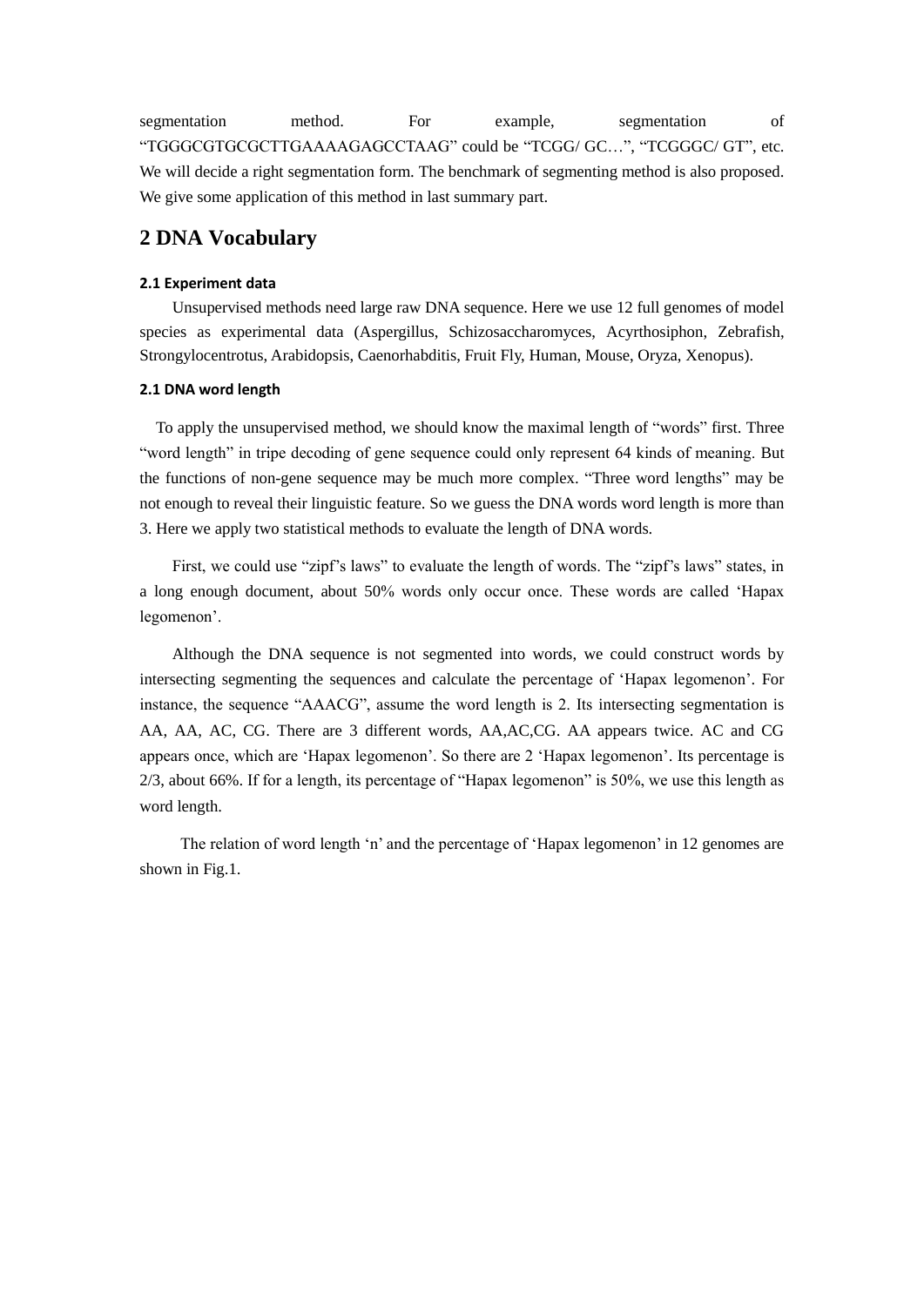segmentation method. For example, segmentation of "TGGGCGTGCGCTTGAAAAGAGCCTAAG" could be "TCGG/ GC…", "TCGGGC/ GT", etc. We will decide a right segmentation form. The benchmark of segmenting method is also proposed. We give some application of this method in last summary part.

## 2 DNA Vocabulary

#### 2.1 Experiment data

Unsupervised methods need large raw DNA sequence. Here we use 12 full genomes of model species as experimental data (Aspergillus, Schizosaccharomyces, Acyrthosiphon, Zebrafish, Strongylocentrotus, Arabidopsis, Caenorhabditis, Fruit Fly, Human, Mouse, Oryza, Xenopus).

#### 2.1 DNA word length

To apply the unsupervised method, we should know the maximal length of "words" first. Three "word length" in tripe decoding of gene sequence could only represent 64 kinds of meaning. But the functions of non-gene sequence may be much more complex. "Three word lengths" may be not enough to reveal their linguistic feature. So we guess the DNA words word length is more than 3. Here we apply two statistical methods to evaluate the length of DNA words.

First, we could use "zipf's laws" to evaluate the length of words. The "zipf's laws" states, in a long enough document, about 50% words only occur once. These words are called 'Hapax legomenon'.

Although the DNA sequence is not segmented into words, we could construct words by intersecting segmenting the sequences and calculate the percentage of 'Hapax legomenon'. For instance, the sequence "AAACG", assume the word length is 2. Its intersecting segmentation is AA, AA, AC, CG. There are 3 different words, AA,AC,CG. AA appears twice. AC and CG appears once, which are 'Hapax legomenon'. So there are 2 'Hapax legomenon'. Its percentage is 2/3, about 66%. If for a length, its percentage of "Hapax legomenon" is 50%, we use this length as word length.

The relation of word length 'n' and the percentage of 'Hapax legomenon' in 12 genomes are shown in Fig.1.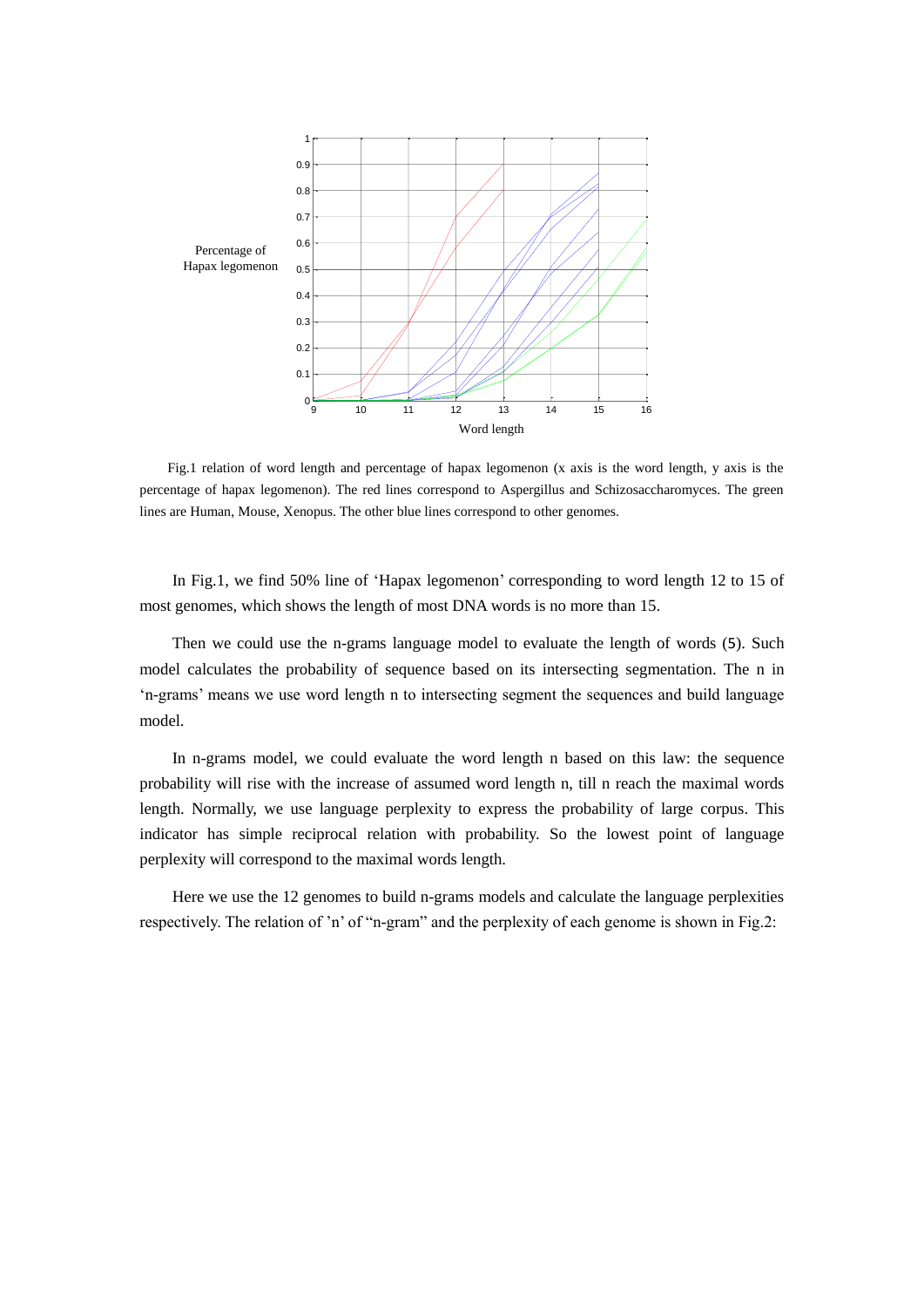Fig.1 relation of word length and percentage of hapax legomenon (x axis is the word length, y axis is the percentage of hapax legomenon). The red lines correspond to Aspergillus and Schizosaccharomyces. The green lines are Human, Mouse, Xenopus. The other blue lines correspond to other genomes.

In Fig.1, we find 50% line of 'Hapax legomenon' corresponding to word length 12 to 15 of most genomes, which shows the length of most DNA words is no more than 15.

Then we could use the n-grams language model to evaluate the length of words (5). Such model calculates the probability of sequence based on its intersecting segmentation. The n in 'n-grams' means we use word length n to intersecting segment the sequences and build language model.

In n-grams model, we could evaluate the word length n based on this law: the sequence probability will rise with the increase of assumed word length n, till n reach the maximal words length. Normally, we use language perplexity to express the probability of large corpus. This indicator has simple reciprocal relation with probability. So the lowest point of language perplexity will correspond to the maximal words length.

Here we use the 12 genomes to build n-grams models and calculate the language perplexities respectively. The relation of 'n' of "n-gram" and the perplexity of each genome is shown in Fig.2: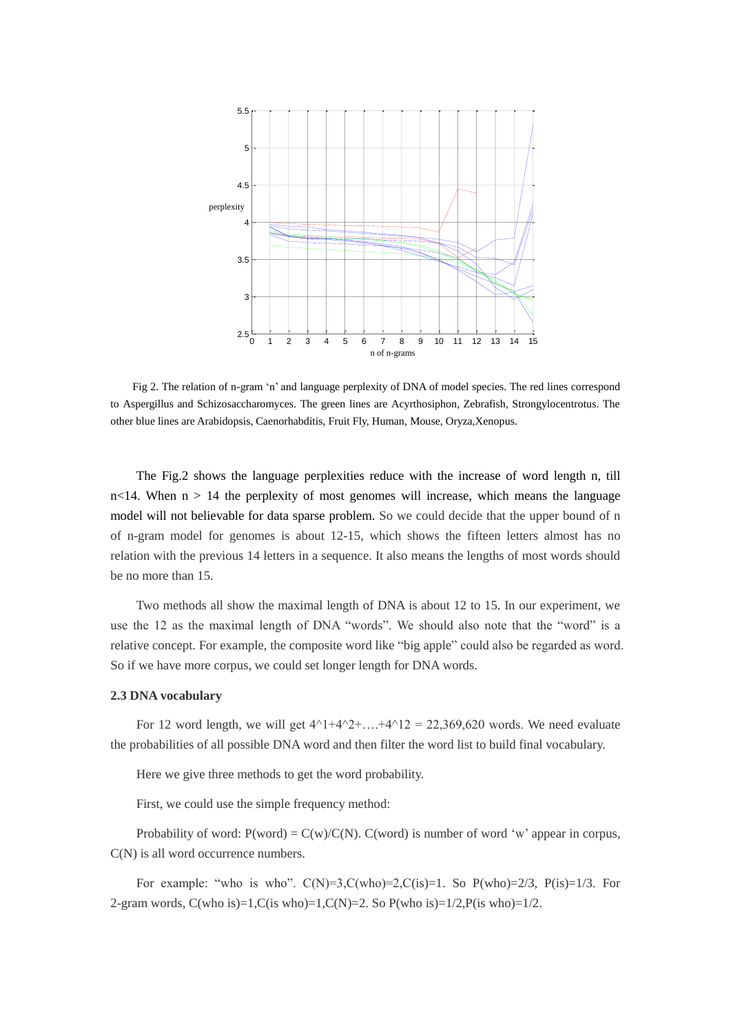Fig 2. The relation of n-gram 'n' and language perplexity of DNA of model species. The red lines correspond to Aspergillus and Schizosaccharomyces. The green lines are Acyrthosiphon, Zebrafish, Strongylocentrotus. The other blue lines are Arabidopsis, Caenorhabditis, Fruit Fly, Human, Mouse, Oryza,Xenopus.

The Fig.2 shows the language perplexities reduce with the increase of word length n, till n<14. When n > 14 the perplexity of most genomes will increase, which means the language model will not believable for data sparse problem. So we could decide that the upper bound of n of n-gram model for genomes is about 12-15, which shows the fifteen letters almost has no relation with the previous 14 letters in a sequence. It also means the lengths of most words should be no more than 15.

Two methods all show the maximal length of DNA is about 12 to 15. In our experiment, we use the 12 as the maximal length of DNA "words". We should also note that the "word" is a relative concept. For example, the composite word like "big apple" could also be regarded as word. So if we have more corpus, we could set longer length for DNA words.

### 2.3 DNA vocabulary

For 12 word length, we will get $4^1+4^2+\ldots+4^{12} = 22,369,620$ words. We need evaluate the probabilities of all possible DNA word and then filter the word list to build final vocabulary.

Here we give three methods to get the word probability.

First, we could use the simple frequency method:

Probability of word: P(word) = C(w)/C(N). C(word) is number of word 'w' appear in corpus, C(N) is all word occurrence numbers.

For example: "who is who". C(N)=3,C(who)=2,C(is)=1. So P(who)=2/3, P(is)=1/3. For 2-gram words, C(who is)=1,C(is who)=1,C(N)=2. So P(who is)=1/2,P(is who)=1/2.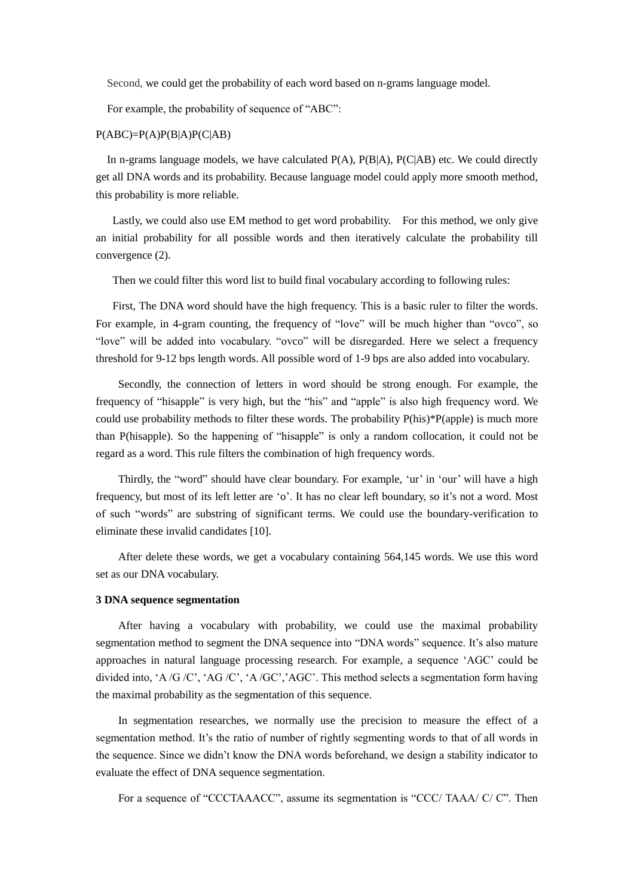Second, we could get the probability of each word based on n-grams language model.

For example, the probability of sequence of "ABC":

$$P(ABC)=P(A)P(B|A)P(C|AB)$$

In n-grams language models, we have calculated $P(A)$, $P(B|A)$, $P(C|AB)$ etc. We could directly get all DNA words and its probability. Because language model could apply more smooth method, this probability is more reliable.

Lastly, we could also use EM method to get word probability. For this method, we only give an initial probability for all possible words and then iteratively calculate the probability till convergence (2).

Then we could filter this word list to build final vocabulary according to following rules:

First, The DNA word should have the high frequency. This is a basic ruler to filter the words. For example, in 4-gram counting, the frequency of "love" will be much higher than "ovco", so "love" will be added into vocabulary. "ovco" will be disregarded. Here we select a frequency threshold for 9-12 bps length words. All possible word of 1-9 bps are also added into vocabulary.

Secondly, the connection of letters in word should be strong enough. For example, the frequency of "hisapple" is very high, but the "his" and "apple" is also high frequency word. We could use probability methods to filter these words. The probability P(his)*P(apple) is much more than P(hisapple). So the happening of "hisapple" is only a random collocation, it could not be regard as a word. This rule filters the combination of high frequency words.

Thirdly, the "word" should have clear boundary. For example, 'ur' in 'our' will have a high frequency, but most of its left letter are 'o'. It has no clear left boundary, so it's not a word. Most of such "words" are substring of significant terms. We could use the boundary-verification to eliminate these invalid candidates [10].

After delete these words, we get a vocabulary containing 564,145 words. We use this word set as our DNA vocabulary.

### 3 DNA sequence segmentation

After having a vocabulary with probability, we could use the maximal probability segmentation method to segment the DNA sequence into "DNA words" sequence. It's also mature approaches in natural language processing research. For example, a sequence 'AGC' could be divided into, 'A /G /C', 'AG /C', 'A /GC','AGC'. This method selects a segmentation form having the maximal probability as the segmentation of this sequence.

In segmentation researches, we normally use the precision to measure the effect of a segmentation method. It's the ratio of number of rightly segmenting words to that of all words in the sequence. Since we didn't know the DNA words beforehand, we design a stability indicator to evaluate the effect of DNA sequence segmentation.

For a sequence of "CCCTAAACC", assume its segmentation is "CCC/ TAAA/ C/ C". Then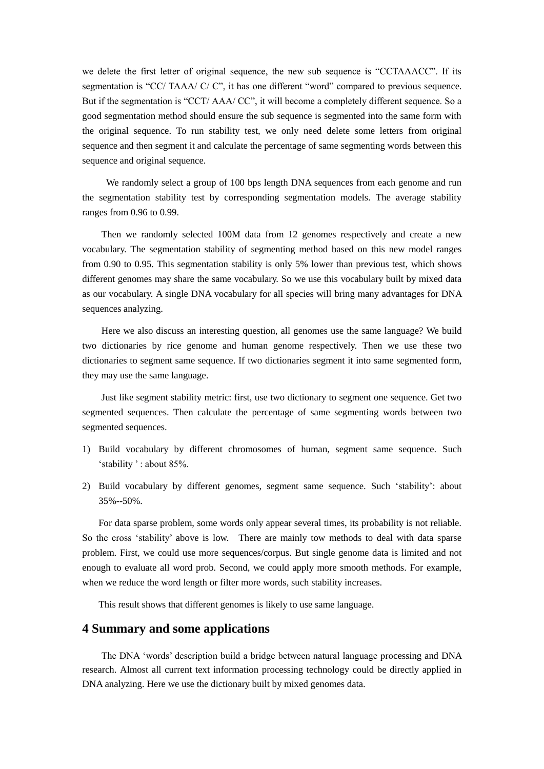we delete the first letter of original sequence, the new sub sequence is "CCTAAACC". If its segmentation is "CC/ TAAA/ C/ C", it has one different "word" compared to previous sequence. But if the segmentation is "CCT/ AAA/ CC", it will become a completely different sequence. So a good segmentation method should ensure the sub sequence is segmented into the same form with the original sequence. To run stability test, we only need delete some letters from original sequence and then segment it and calculate the percentage of same segmenting words between this sequence and original sequence.

We randomly select a group of 100 bps length DNA sequences from each genome and run the segmentation stability test by corresponding segmentation models. The average stability ranges from 0.96 to 0.99.

Then we randomly selected 100M data from 12 genomes respectively and create a new vocabulary. The segmentation stability of segmenting method based on this new model ranges from 0.90 to 0.95. This segmentation stability is only 5% lower than previous test, which shows different genomes may share the same vocabulary. So we use this vocabulary built by mixed data as our vocabulary. A single DNA vocabulary for all species will bring many advantages for DNA sequences analyzing.

Here we also discuss an interesting question, all genomes use the same language? We build two dictionaries by rice genome and human genome respectively. Then we use these two dictionaries to segment same sequence. If two dictionaries segment it into same segmented form, they may use the same language.

Just like segment stability metric: first, use two dictionary to segment one sequence. Get two segmented sequences. Then calculate the percentage of same segmenting words between two segmented sequences.

1) Build vocabulary by different chromosomes of human, segment same sequence. Such 'stability ' : about 85%.
2) Build vocabulary by different genomes, segment same sequence. Such 'stability': about 35%--50%.

For data sparse problem, some words only appear several times, its probability is not reliable. So the cross 'stability' above is low. There are mainly tow methods to deal with data sparse problem. First, we could use more sequences/corpus. But single genome data is limited and not enough to evaluate all word prob. Second, we could apply more smooth methods. For example, when we reduce the word length or filter more words, such stability increases.

This result shows that different genomes is likely to use same language.

## 4 Summary and some applications

The DNA 'words' description build a bridge between natural language processing and DNA research. Almost all current text information processing technology could be directly applied in DNA analyzing. Here we use the dictionary built by mixed genomes data.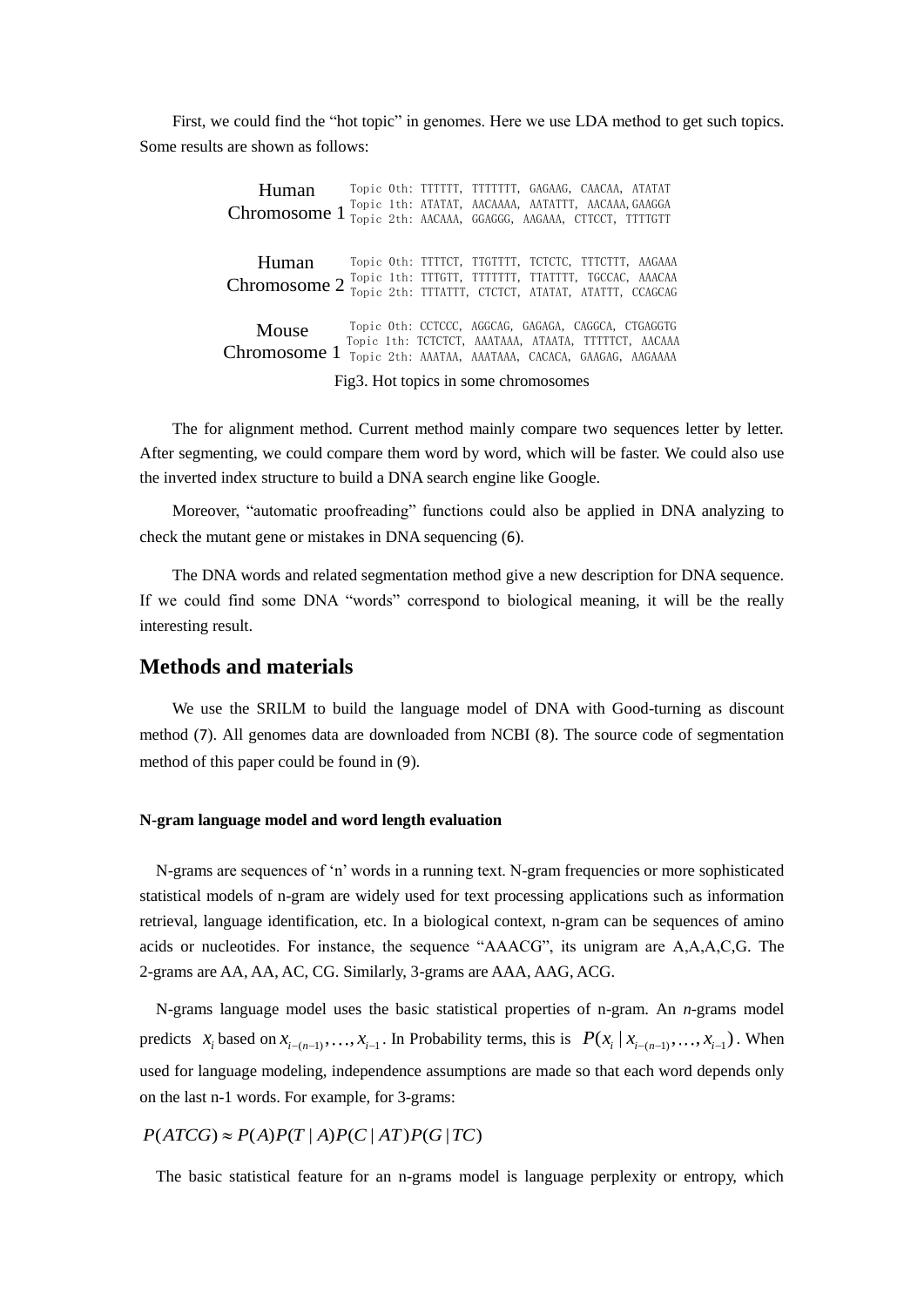First, we could find the "hot topic" in genomes. Here we use LDA method to get such topics. Some results are shown as follows:

| | |
|---|---|
| Human Chromosome 1 | Topic 0th: TTTTTT, TTTTTTT, GAGAAG, CAACAA, ATATAT<br>Topic 1th: ATATAT, AACAAAA, AATATTT, AACAAA,GAAGGA<br>Topic 2th: AACAAA, GGAGGG, AAGAAA, CTTCCT, TTTTGTT |
| Human Chromosome 2 | Topic 0th: TTTTCT, TTGTTTT, TCTCTC, TTTCTTT, AAGAAA<br>Topic 1th: TTTGTT, TTTTTTT, TTATTTT, TGCCAC, AAACAA<br>Topic 2th: TTTATTT, CTCTCT, ATATAT, ATATTT, CCAGCAG |
| Mouse Chromosome 1 | Topic 0th: CCTCCC, AGGCAG, GAGAGA, CAGGCA, CTGAGGTG<br>Topic 1th: TCTCTCT, AAATAAA, ATAATA, TTTTTCT, AACAAA<br>Topic 2th: AAATAA, AAATAAA, CACACA, GAAGAG, AAGAAAA |

Fig3. Hot topics in some chromosomes

The for alignment method. Current method mainly compare two sequences letter by letter. After segmenting, we could compare them word by word, which will be faster. We could also use the inverted index structure to build a DNA search engine like Google.

Moreover, "automatic proofreading" functions could also be applied in DNA analyzing to check the mutant gene or mistakes in DNA sequencing (6).

The DNA words and related segmentation method give a new description for DNA sequence. If we could find some DNA "words" correspond to biological meaning, it will be the really interesting result.

## Methods and materials

We use the SRILM to build the language model of DNA with Good-turning as discount method (7). All genomes data are downloaded from NCBI (8). The source code of segmentation method of this paper could be found in (9).

#### N-gram language model and word length evaluation

N-grams are sequences of 'n' words in a running text. N-gram frequencies or more sophisticated statistical models of n-gram are widely used for text processing applications such as information retrieval, language identification, etc. In a biological context, n-gram can be sequences of amino acids or nucleotides. For instance, the sequence "AAACG", its unigram are A,A,A,C,G. The 2-grams are AA, AA, AC, CG. Similarly, 3-grams are AAA, AAG, ACG.

N-grams language model uses the basic statistical properties of n-gram. An *n*-grams model predicts $x_i$ based on $x_{i-(n-1)},\ldots,x_{i-1}$. In Probability terms, this is $P(x_i \mid x_{i-(n-1)},\ldots,x_{i-1})$. When used for language modeling, independence assumptions are made so that each word depends only on the last n-1 words. For example, for 3-grams:

$$P(ATCG) \approx P(A)P(T \mid A)P(C \mid AT)P(G \mid TC)$$

The basic statistical feature for an n-grams model is language perplexity or entropy, which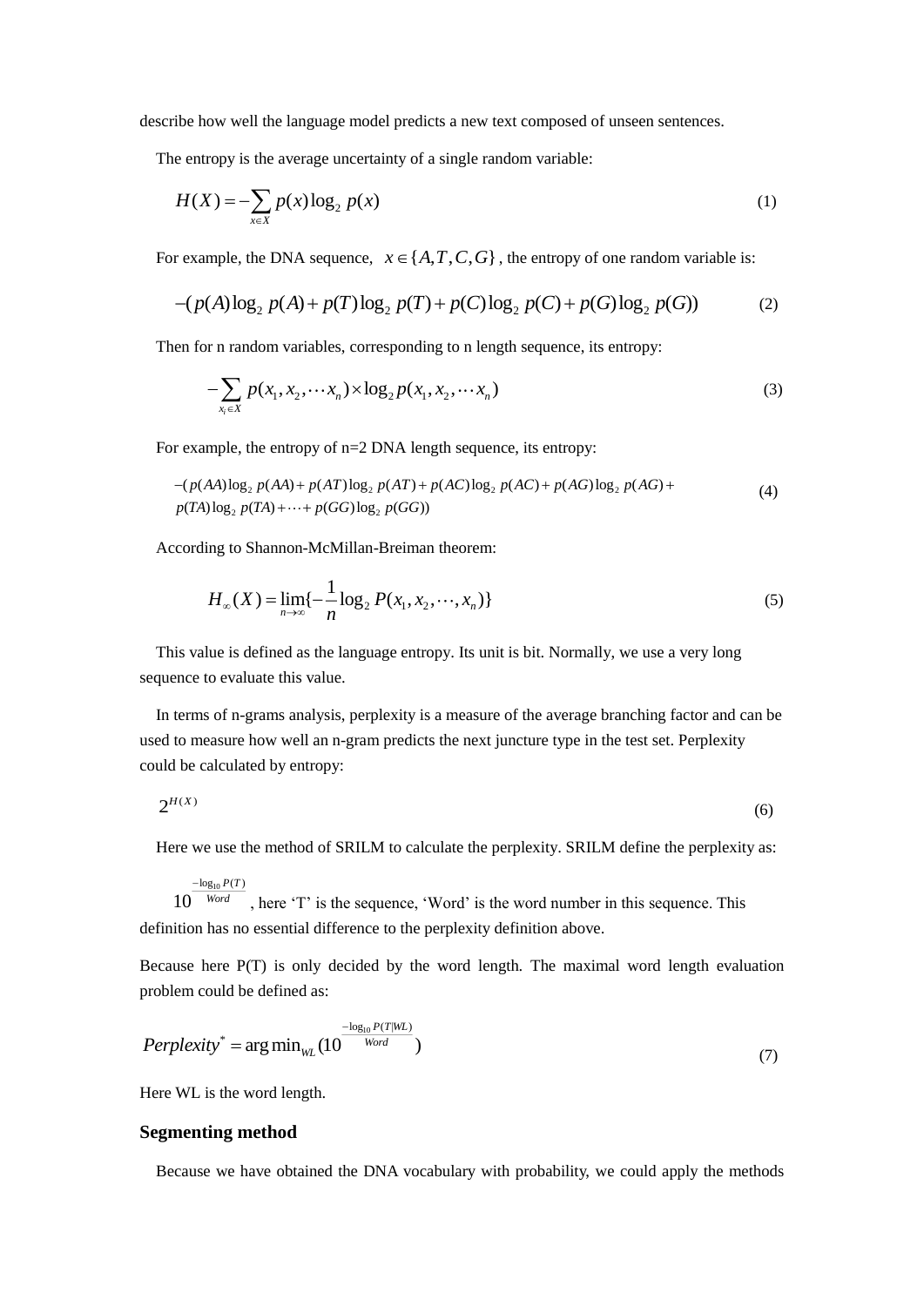describe how well the language model predicts a new text composed of unseen sentences.

The entropy is the average uncertainty of a single random variable:

$$H(X) = -\sum_{x \in X} p(x)\log_2 p(x) \tag{1}$$

For example, the DNA sequence, $x \in \{A, T, C, G\}$, the entropy of one random variable is:

$$-(p(A)\log_2 p(A) + p(T)\log_2 p(T) + p(C)\log_2 p(C) + p(G)\log_2 p(G)) \tag{2}$$

Then for n random variables, corresponding to n length sequence, its entropy:

$$-\sum_{x_i \in X} p(x_1, x_2, \cdots x_n) \times \log_2 p(x_1, x_2, \cdots x_n) \tag{3}$$

For example, the entropy of n=2 DNA length sequence, its entropy:

$$\begin{aligned}&-(p(AA)\log_2 p(AA) + p(AT)\log_2 p(AT) + p(AC)\log_2 p(AC) + p(AG)\log_2 p(AG) + \\ &p(TA)\log_2 p(TA) + \cdots + p(GG)\log_2 p(GG))\end{aligned} \tag{4}$$

According to Shannon-McMillan-Breiman theorem:

$$H_\infty(X) = \lim_{n \to \infty}\{-\frac{1}{n}\log_2 P(x_1, x_2, \cdots, x_n)\} \tag{5}$$

This value is defined as the language entropy. Its unit is bit. Normally, we use a very long sequence to evaluate this value.

In terms of n-grams analysis, perplexity is a measure of the average branching factor and can be used to measure how well an n-gram predicts the next juncture type in the test set. Perplexity could be calculated by entropy:

$$2^{H(X)} \tag{6}$$

Here we use the method of SRILM to calculate the perplexity. SRILM define the perplexity as:

$10^{\frac{-\log_{10} P(T)}{Word}}$, here 'T' is the sequence, 'Word' is the word number in this sequence. This definition has no essential difference to the perplexity definition above.

Because here P(T) is only decided by the word length. The maximal word length evaluation problem could be defined as:

$$Perplexity^* = \arg\min_{WL}(10^{\frac{-\log_{10} P(T|WL)}{Word}}) \tag{7}$$

Here WL is the word length.

## Segmenting method

Because we have obtained the DNA vocabulary with probability, we could apply the methods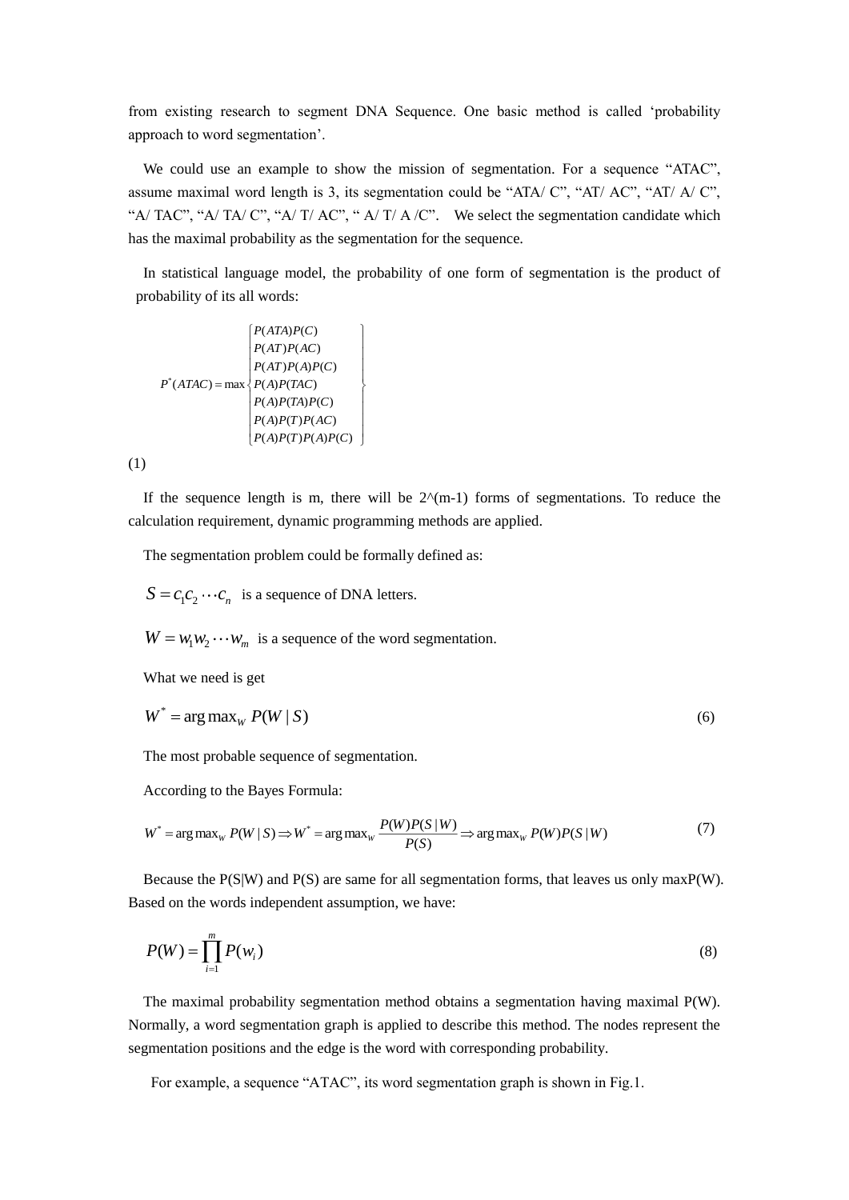from existing research to segment DNA Sequence. One basic method is called 'probability approach to word segmentation'.

We could use an example to show the mission of segmentation. For a sequence "ATAC", assume maximal word length is 3, its segmentation could be "ATA/ C", "AT/ AC", "AT/ A/ C", "A/ TAC", "A/ TA/ C", "A/ T/ AC", " A/ T/ A /C". We select the segmentation candidate which has the maximal probability as the segmentation for the sequence.

In statistical language model, the probability of one form of segmentation is the product of probability of its all words:

$$P^*(ATAC) = \max \left\{ \begin{array}{l} P(ATA)P(C) \\ P(AT)P(AC) \\ P(AT)P(A)P(C) \\ P(A)P(TAC) \\ P(A)P(TA)P(C) \\ P(A)P(T)P(AC) \\ P(A)P(T)P(A)P(C) \end{array} \right\}$$

(1)

If the sequence length is m, there will be 2^(m-1) forms of segmentations. To reduce the calculation requirement, dynamic programming methods are applied.

The segmentation problem could be formally defined as:

$S = c_1 c_2 \cdots c_n$ is a sequence of DNA letters.

$W = w_1 w_2 \cdots w_m$ is a sequence of the word segmentation.

What we need is get

$$W^* = \arg\max_W P(W \mid S) \tag{6}$$

The most probable sequence of segmentation.

According to the Bayes Formula:

$$W^* = \arg\max_W P(W \mid S) \Rightarrow W^* = \arg\max_W \frac{P(W)P(S \mid W)}{P(S)} \Rightarrow \arg\max_W P(W)P(S \mid W) \tag{7}$$

Because the P(S|W) and P(S) are same for all segmentation forms, that leaves us only maxP(W). Based on the words independent assumption, we have:

$$P(W) = \prod_{i=1}^{m} P(w_i) \tag{8}$$

The maximal probability segmentation method obtains a segmentation having maximal P(W). Normally, a word segmentation graph is applied to describe this method. The nodes represent the segmentation positions and the edge is the word with corresponding probability.

For example, a sequence "ATAC", its word segmentation graph is shown in Fig.1.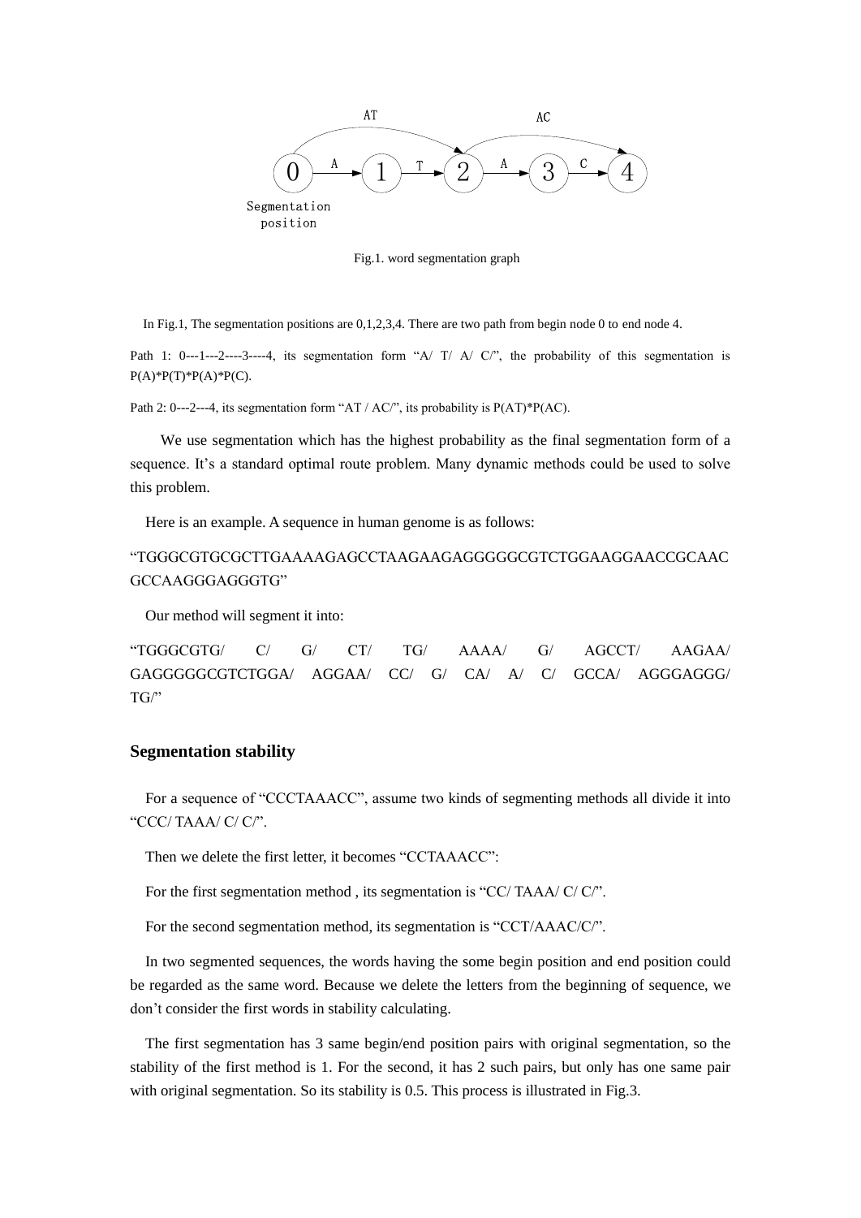Fig.1. word segmentation graph

In Fig.1, The segmentation positions are 0,1,2,3,4. There are two path from begin node 0 to end node 4.

Path 1: 0---1---2----3----4, its segmentation form "A/ T/ A/ C/", the probability of this segmentation is P(A)*P(T)*P(A)*P(C).

Path 2: 0---2---4, its segmentation form "AT / AC/", its probability is P(AT)*P(AC).

We use segmentation which has the highest probability as the final segmentation form of a sequence. It's a standard optimal route problem. Many dynamic methods could be used to solve this problem.

Here is an example. A sequence in human genome is as follows:

"TGGGCGTGCGCTTGAAAAGAGCCTAAGAAGAGGGGGCGTCTGGAAGGAACCGCAACGCCAAGGGAGGGTG"

Our method will segment it into:

"TGGGCGTG/ C/ G/ CT/ TG/ AAAA/ G/ AGCCT/ AAGAA/ GAGGGGGCGTCTGGA/ AGGAA/ CC/ G/ CA/ A/ C/ GCCA/ AGGGAGGG/ TG/"

## Segmentation stability

For a sequence of "CCCTAAACC", assume two kinds of segmenting methods all divide it into "CCC/ TAAA/ C/ C/".

Then we delete the first letter, it becomes "CCTAAACC":

For the first segmentation method , its segmentation is "CC/ TAAA/ C/ C/".

For the second segmentation method, its segmentation is "CCT/AAAC/C/".

In two segmented sequences, the words having the some begin position and end position could be regarded as the same word. Because we delete the letters from the beginning of sequence, we don't consider the first words in stability calculating.

The first segmentation has 3 same begin/end position pairs with original segmentation, so the stability of the first method is 1. For the second, it has 2 such pairs, but only has one same pair with original segmentation. So its stability is 0.5. This process is illustrated in Fig.3.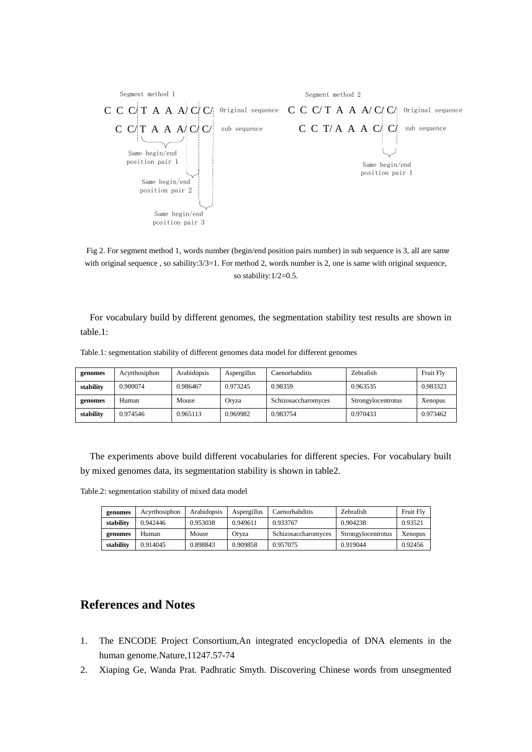Segment method 1

C C C/ T A A A/ C/ C/ Original sequence

C C/ T A A A/ C/ C/ sub sequence

Same begin/end position pair 1

Same begin/end position pair 2

Same begin/end position pair 3

Segment method 2

C C C/ T A A A/ C/ C/ Original sequence

C C T/ A A A C/ C/ sub sequence

Same begin/end position pair 1

Fig 2. For segment method 1, words number (begin/end position pairs number) in sub sequence is 3, all are same with original sequence , so sability:3/3=1. For method 2, words number is 2, one is same with original sequence, so stability:1/2=0.5.

For vocabulary build by different genomes, the segmentation stability test results are shown in table.1:

Table.1: segmentation stability of different genomes data model for different genomes

| **genomes** | Acyrthosiphon | Arabidopsis | Aspergillus | Caenorhabditis | Zebrafish | Fruit Fly |
|---|---|---|---|---|---|---|
| **stability** | 0.980074 | 0.986467 | 0.973245 | 0.98359 | 0.963535 | 0.983323 |
| **genomes** | Human | Mouse | Oryza | Schizosaccharomyces | Strongylocentrotus | Xenopus |
| **stability** | 0.974546 | 0.965113 | 0.969982 | 0.983754 | 0.970433 | 0.973462 |

The experiments above build different vocabularies for different species. For vocabulary built by mixed genomes data, its segmentation stability is shown in table2.

Table.2: segmentation stability of mixed data model

| **genomes** | Acyrthosiphon | Arabidopsis | Aspergillus | Caenorhabditis | Zebrafish | Fruit Fly |
|---|---|---|---|---|---|---|
| **stability** | 0.942446 | 0.953038 | 0.949611 | 0.933767 | 0.904238 | 0.93521 |
| **genomes** | Human | Mouse | Oryza | Schizosaccharomyces | Strongylocentrotus | Xenopus |
| **stability** | 0.914045 | 0.898843 | 0.909858 | 0.957075 | 0.919044 | 0.92456 |

## References and Notes

1. The ENCODE Project Consortium,An integrated encyclopedia of DNA elements in the human genome.Nature,11247.57-74
2. Xiaping Ge, Wanda Prat. Padhratic Smyth. Discovering Chinese words from unsegmented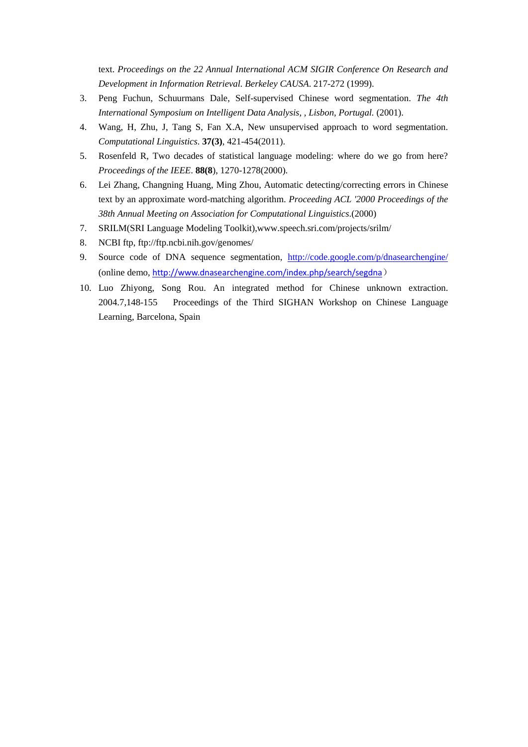text. *Proceedings on the 22 Annual International ACM SIGIR Conference On Research and Development in Information Retrieval. Berkeley CAUSA*. 217-272 (1999).

3. Peng Fuchun, Schuurmans Dale, Self-supervised Chinese word segmentation. *The 4th International Symposium on Intelligent Data Analysis, , Lisbon, Portugal.* (2001).
4. Wang, H, Zhu, J, Tang S, Fan X.A, New unsupervised approach to word segmentation. *Computational Linguistics*. **37(3)**, 421-454(2011).
5. Rosenfeld R, Two decades of statistical language modeling: where do we go from here? *Proceedings of the IEEE*. **88(8**), 1270-1278(2000).
6. Lei Zhang, Changning Huang, Ming Zhou, Automatic detecting/correcting errors in Chinese text by an approximate word-matching algorithm. *Proceeding ACL '2000 Proceedings of the 38th Annual Meeting on Association for Computational Linguistics*.(2000)
7. SRILM(SRI Language Modeling Toolkit),www.speech.sri.com/projects/srilm/
8. NCBI ftp, ftp://ftp.ncbi.nih.gov/genomes/
9. Source code of DNA sequence segmentation, http://code.google.com/p/dnasearchengine/ (online demo, http://www.dnasearchengine.com/index.php/search/segdna）
10. Luo Zhiyong, Song Rou. An integrated method for Chinese unknown extraction. 2004.7,148-155 Proceedings of the Third SIGHAN Workshop on Chinese Language Learning, Barcelona, Spain